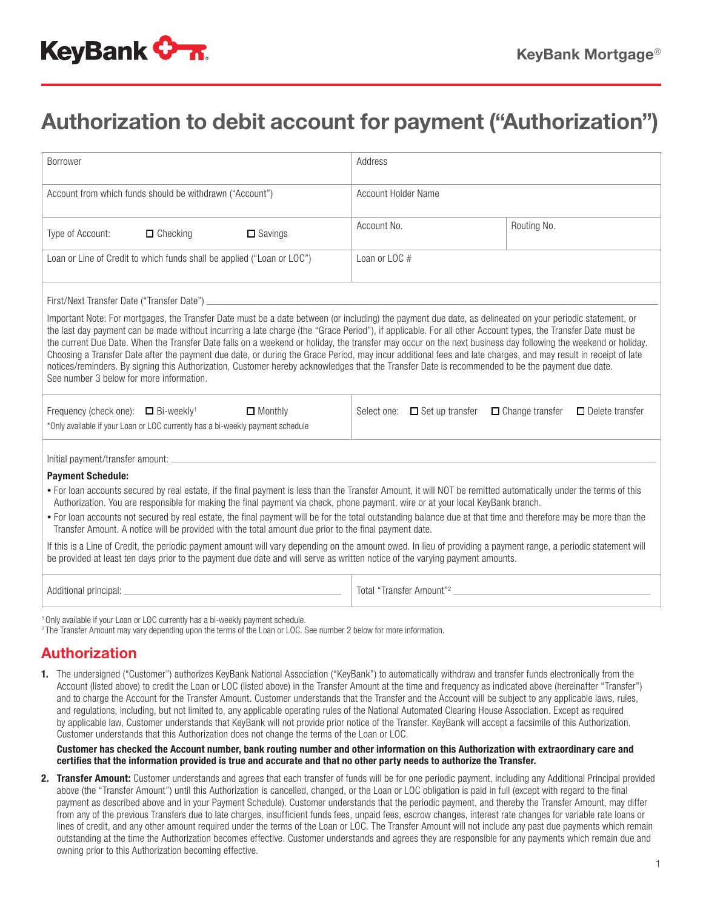# Authorization to debit account for payment ("Authorization")

| Borrower | Address | |
|---|---|---|
| Account from which funds should be withdrawn ("Account") | Account Holder Name | |
| Type of Account: ☐ Checking ☐ Savings | Account No. | Routing No. |
| Loan or Line of Credit to which funds shall be applied ("Loan or LOC") | Loan or LOC # | |

First/Next Transfer Date ("Transfer Date") ____________________

Important Note: For mortgages, the Transfer Date must be a date between (or including) the payment due date, as delineated on your periodic statement, or the last day payment can be made without incurring a late charge (the "Grace Period"), if applicable. For all other Account types, the Transfer Date must be the current Due Date. When the Transfer Date falls on a weekend or holiday, the transfer may occur on the next business day following the weekend or holiday. Choosing a Transfer Date after the payment due date, or during the Grace Period, may incur additional fees and late charges, and may result in receipt of late notices/reminders. By signing this Authorization, Customer hereby acknowledges that the Transfer Date is recommended to be the payment due date. See number 3 below for more information.

| Frequency (check one): ☐ Bi-weekly[1] ☐ Monthly<br>*Only available if your Loan or LOC currently has a bi-weekly payment schedule | Select one: ☐ Set up transfer ☐ Change transfer ☐ Delete transfer |
|---|---|

Initial payment/transfer amount: ____________________

**Payment Schedule:**

- For loan accounts secured by real estate, if the final payment is less than the Transfer Amount, it will NOT be remitted automatically under the terms of this Authorization. You are responsible for making the final payment via check, phone payment, wire or at your local KeyBank branch.
- For loan accounts not secured by real estate, the final payment will be for the total outstanding balance due at that time and therefore may be more than the Transfer Amount. A notice will be provided with the total amount due prior to the final payment date.

If this is a Line of Credit, the periodic payment amount will vary depending on the amount owed. In lieu of providing a payment range, a periodic statement will be provided at least ten days prior to the payment due date and will serve as written notice of the varying payment amounts.

| Additional principal: ____________________ | Total "Transfer Amount"[2] ____________________ |
|---|---|

[1] Only available if your Loan or LOC currently has a bi-weekly payment schedule.
[2] The Transfer Amount may vary depending upon the terms of the Loan or LOC. See number 2 below for more information.

## Authorization

1. The undersigned ("Customer") authorizes KeyBank National Association ("KeyBank") to automatically withdraw and transfer funds electronically from the Account (listed above) to credit the Loan or LOC (listed above) in the Transfer Amount at the time and frequency as indicated above (hereinafter "Transfer") and to charge the Account for the Transfer Amount. Customer understands that the Transfer and the Account will be subject to any applicable laws, rules, and regulations, including, but not limited to, any applicable operating rules of the National Automated Clearing House Association. Except as required by applicable law, Customer understands that KeyBank will not provide prior notice of the Transfer. KeyBank will accept a facsimile of this Authorization. Customer understands that this Authorization does not change the terms of the Loan or LOC.

   **Customer has checked the Account number, bank routing number and other information on this Authorization with extraordinary care and certifies that the information provided is true and accurate and that no other party needs to authorize the Transfer.**

2. **Transfer Amount:** Customer understands and agrees that each transfer of funds will be for one periodic payment, including any Additional Principal provided above (the "Transfer Amount") until this Authorization is cancelled, changed, or the Loan or LOC obligation is paid in full (except with regard to the final payment as described above and in your Payment Schedule). Customer understands that the periodic payment, and thereby the Transfer Amount, may differ from any of the previous Transfers due to late charges, insufficient funds fees, unpaid fees, escrow changes, interest rate changes for variable rate loans or lines of credit, and any other amount required under the terms of the Loan or LOC. The Transfer Amount will not include any past due payments which remain outstanding at the time the Authorization becomes effective. Customer understands and agrees they are responsible for any payments which remain due and owning prior to this Authorization becoming effective.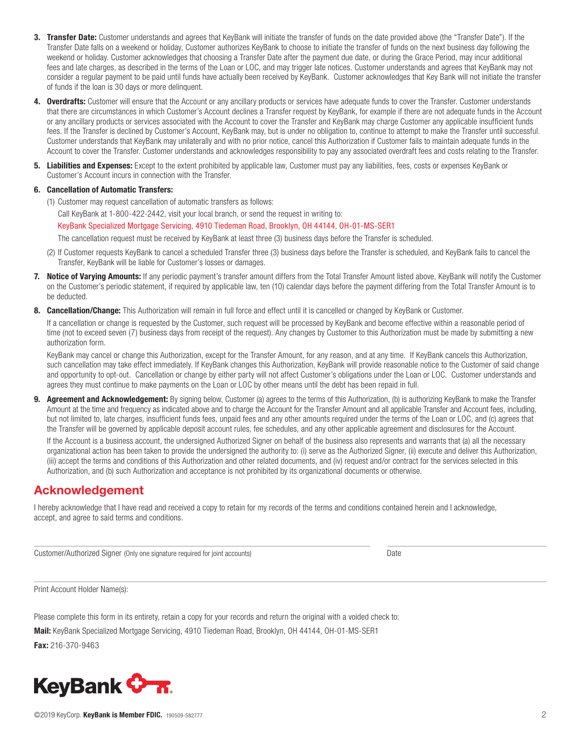3. **Transfer Date:** Customer understands and agrees that KeyBank will initiate the transfer of funds on the date provided above (the "Transfer Date"). If the Transfer Date falls on a weekend or holiday, Customer authorizes KeyBank to choose to initiate the transfer of funds on the next business day following the weekend or holiday. Customer acknowledges that choosing a Transfer Date after the payment due date, or during the Grace Period, may incur additional fees and late charges, as described in the terms of the Loan or LOC, and may trigger late notices. Customer understands and agrees that KeyBank may not consider a regular payment to be paid until funds have actually been received by KeyBank. Customer acknowledges that Key Bank will not initiate the transfer of funds if the loan is 30 days or more delinquent.

4. **Overdrafts:** Customer will ensure that the Account or any ancillary products or services have adequate funds to cover the Transfer. Customer understands that there are circumstances in which Customer's Account declines a Transfer request by KeyBank, for example if there are not adequate funds in the Account or any ancillary products or services associated with the Account to cover the Transfer and KeyBank may charge Customer any applicable insufficient funds fees. If the Transfer is declined by Customer's Account, KeyBank may, but is under no obligation to, continue to attempt to make the Transfer until successful. Customer understands that KeyBank may unilaterally and with no prior notice, cancel this Authorization if Customer fails to maintain adequate funds in the Account to cover the Transfer. Customer understands and acknowledges responsibility to pay any associated overdraft fees and costs relating to the Transfer.

5. **Liabilities and Expenses:** Except to the extent prohibited by applicable law, Customer must pay any liabilities, fees, costs or expenses KeyBank or Customer's Account incurs in connection with the Transfer.

6. **Cancellation of Automatic Transfers:**

   (1) Customer may request cancellation of automatic transfers as follows:

   Call KeyBank at 1-800-422-2442, visit your local branch, or send the request in writing to:

   KeyBank Specialized Mortgage Servicing, 4910 Tiedeman Road, Brooklyn, OH 44144, OH-01-MS-SER1

   The cancellation request must be received by KeyBank at least three (3) business days before the Transfer is scheduled.

   (2) If Customer requests KeyBank to cancel a scheduled Transfer three (3) business days before the Transfer is scheduled, and KeyBank fails to cancel the Transfer, KeyBank will be liable for Customer's losses or damages.

7. **Notice of Varying Amounts:** If any periodic payment's transfer amount differs from the Total Transfer Amount listed above, KeyBank will notify the Customer on the Customer's periodic statement, if required by applicable law, ten (10) calendar days before the payment differing from the Total Transfer Amount is to be deducted.

8. **Cancellation/Change:** This Authorization will remain in full force and effect until it is cancelled or changed by KeyBank or Customer.

   If a cancellation or change is requested by the Customer, such request will be processed by KeyBank and become effective within a reasonable period of time (not to exceed seven (7) business days from receipt of the request). Any changes by Customer to this Authorization must be made by submitting a new authorization form.

   KeyBank may cancel or change this Authorization, except for the Transfer Amount, for any reason, and at any time. If KeyBank cancels this Authorization, such cancellation may take effect immediately. If KeyBank changes this Authorization, KeyBank will provide reasonable notice to the Customer of said change and opportunity to opt-out. Cancellation or change by either party will not affect Customer's obligations under the Loan or LOC. Customer understands and agrees they must continue to make payments on the Loan or LOC by other means until the debt has been repaid in full.

9. **Agreement and Acknowledgement:** By signing below, Customer (a) agrees to the terms of this Authorization, (b) is authorizing KeyBank to make the Transfer Amount at the time and frequency as indicated above and to charge the Account for the Transfer Amount and all applicable Transfer and Account fees, including, but not limited to, late charges, insufficient funds fees, unpaid fees and any other amounts required under the terms of the Loan or LOC, and (c) agrees that the Transfer will be governed by applicable deposit account rules, fee schedules, and any other applicable agreement and disclosures for the Account.

   If the Account is a business account, the undersigned Authorized Signer on behalf of the business also represents and warrants that (a) all the necessary organizational action has been taken to provide the undersigned the authority to: (i) serve as the Authorized Signer, (ii) execute and deliver this Authorization, (iii) accept the terms and conditions of this Authorization and other related documents, and (iv) request and/or contract for the services selected in this Authorization, and (b) such Authorization and acceptance is not prohibited by its organizational documents or otherwise.

## Acknowledgement

I hereby acknowledge that I have read and received a copy to retain for my records of the terms and conditions contained herein and I acknowledge, accept, and agree to said terms and conditions.

Customer/Authorized Signer (Only one signature required for joint accounts)

Date

Print Account Holder Name(s):

Please complete this form in its entirety, retain a copy for your records and return the original with a voided check to:

**Mail:** KeyBank Specialized Mortgage Servicing, 4910 Tiedeman Road, Brooklyn, OH 44144, OH-01-MS-SER1

**Fax:** 216-370-9463

KeyBank

©2019 KeyCorp. **KeyBank is Member FDIC.** 190509-582777